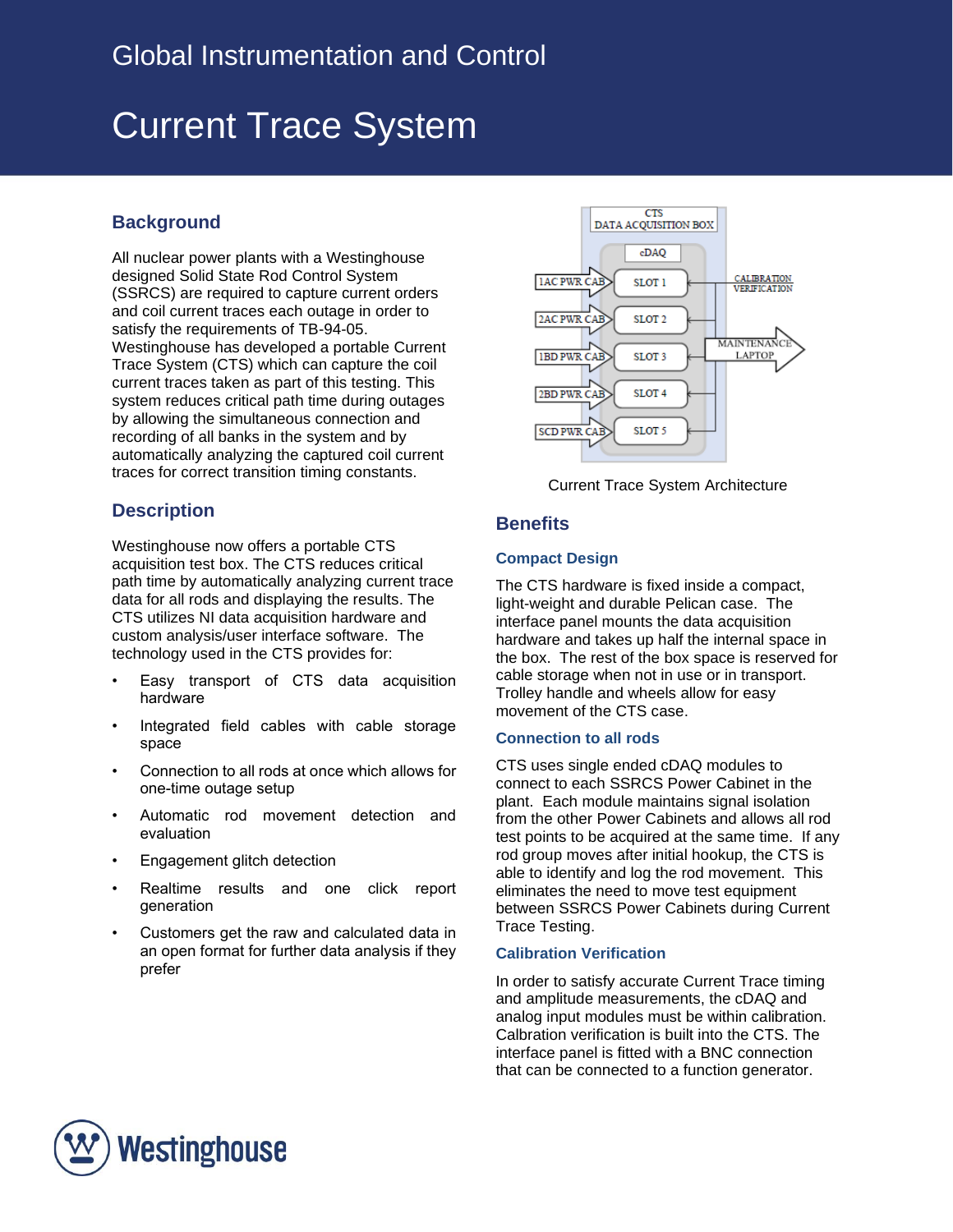# Global Instrumentation and Control

# Current Trace System

## Background

All nuclear power plants with a Westinghouse designed Solid State Rod Control System (SSRCS) are required to capture current orders and coil current traces each outage in order to satisfy the requirements of TB-94-05. Westinghouse has developed a portable Current Trace System (CTS) which can capture the coil current traces taken as part of this testing. This system reduces critical path time during outages by allowing the simultaneous connection and recording of all banks in the system and by automatically analyzing the captured coil current traces for correct transition timing constants.

## Description

Westinghouse now offers a portable CTS acquisition test box. The CTS reduces critical path time by automatically analyzing current trace data for all rods and displaying the results. The CTS utilizes NI data acquisition hardware and custom analysis/user interface software. The technology used in the CTS provides for:

- Easy transport of CTS data acquisition hardware
- Integrated field cables with cable storage space
- Connection to all rods at once which allows for one-time outage setup
- Automatic rod movement detection and evaluation
- Engagement glitch detection
- Realtime results and one click report generation
- Customers get the raw and calculated data in an open format for further data analysis if they prefer

Current Trace System Architecture

## Benefits

### Compact Design

The CTS hardware is fixed inside a compact, light-weight and durable Pelican case. The interface panel mounts the data acquisition hardware and takes up half the internal space in the box. The rest of the box space is reserved for cable storage when not in use or in transport. Trolley handle and wheels allow for easy movement of the CTS case.

### Connection to all rods

CTS uses single ended cDAQ modules to connect to each SSRCS Power Cabinet in the plant. Each module maintains signal isolation from the other Power Cabinets and allows all rod test points to be acquired at the same time. If any rod group moves after initial hookup, the CTS is able to identify and log the rod movement. This eliminates the need to move test equipment between SSRCS Power Cabinets during Current Trace Testing.

### Calibration Verification

In order to satisfy accurate Current Trace timing and amplitude measurements, the cDAQ and analog input modules must be within calibration. Calbration verification is built into the CTS. The interface panel is fitted with a BNC connection that can be connected to a function generator.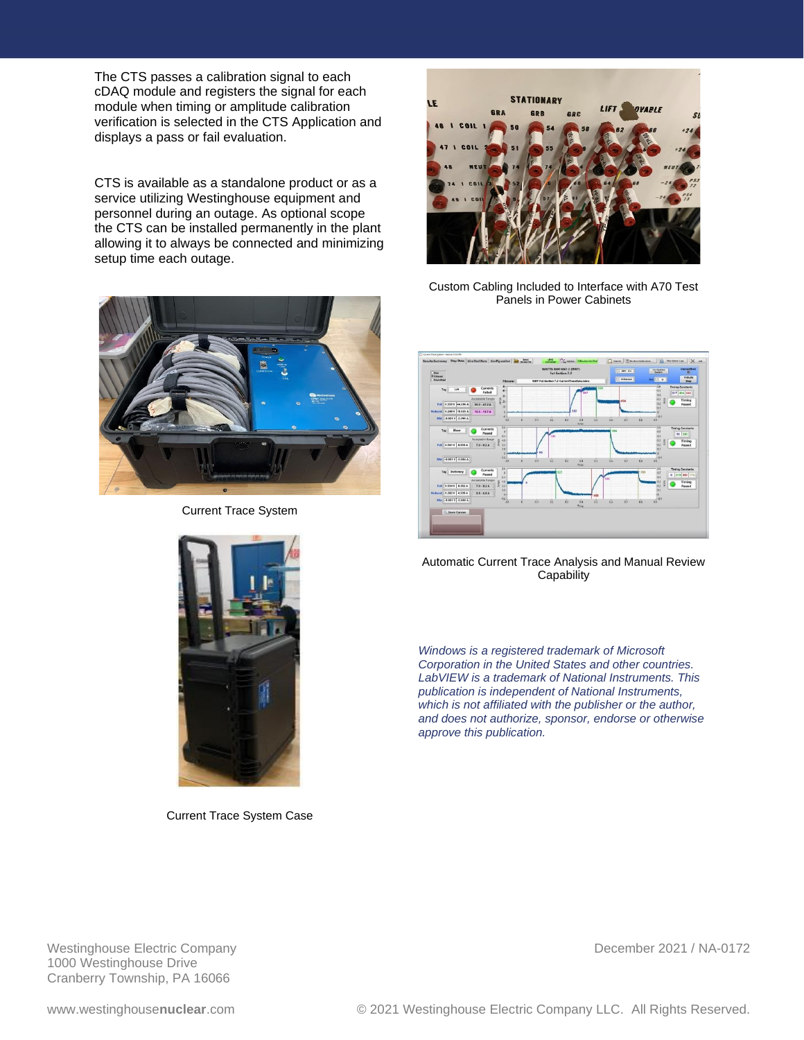The CTS passes a calibration signal to each cDAQ module and registers the signal for each module when timing or amplitude calibration verification is selected in the CTS Application and displays a pass or fail evaluation.

CTS is available as a standalone product or as a service utilizing Westinghouse equipment and personnel during an outage. As optional scope the CTS can be installed permanently in the plant allowing it to always be connected and minimizing setup time each outage.

Custom Cabling Included to Interface with A70 Test Panels in Power Cabinets

Current Trace System

Automatic Current Trace Analysis and Manual Review Capability

Current Trace System Case

*Windows is a registered trademark of Microsoft Corporation in the United States and other countries. LabVIEW is a trademark of National Instruments. This publication is independent of National Instruments, which is not affiliated with the publisher or the author, and does not authorize, sponsor, endorse or otherwise approve this publication.*

Westinghouse Electric Company
1000 Westinghouse Drive
Cranberry Township, PA 16066

December 2021 / NA-0172

www.westinghouse**nuclear**.com

© 2021 Westinghouse Electric Company LLC. All Rights Reserved.